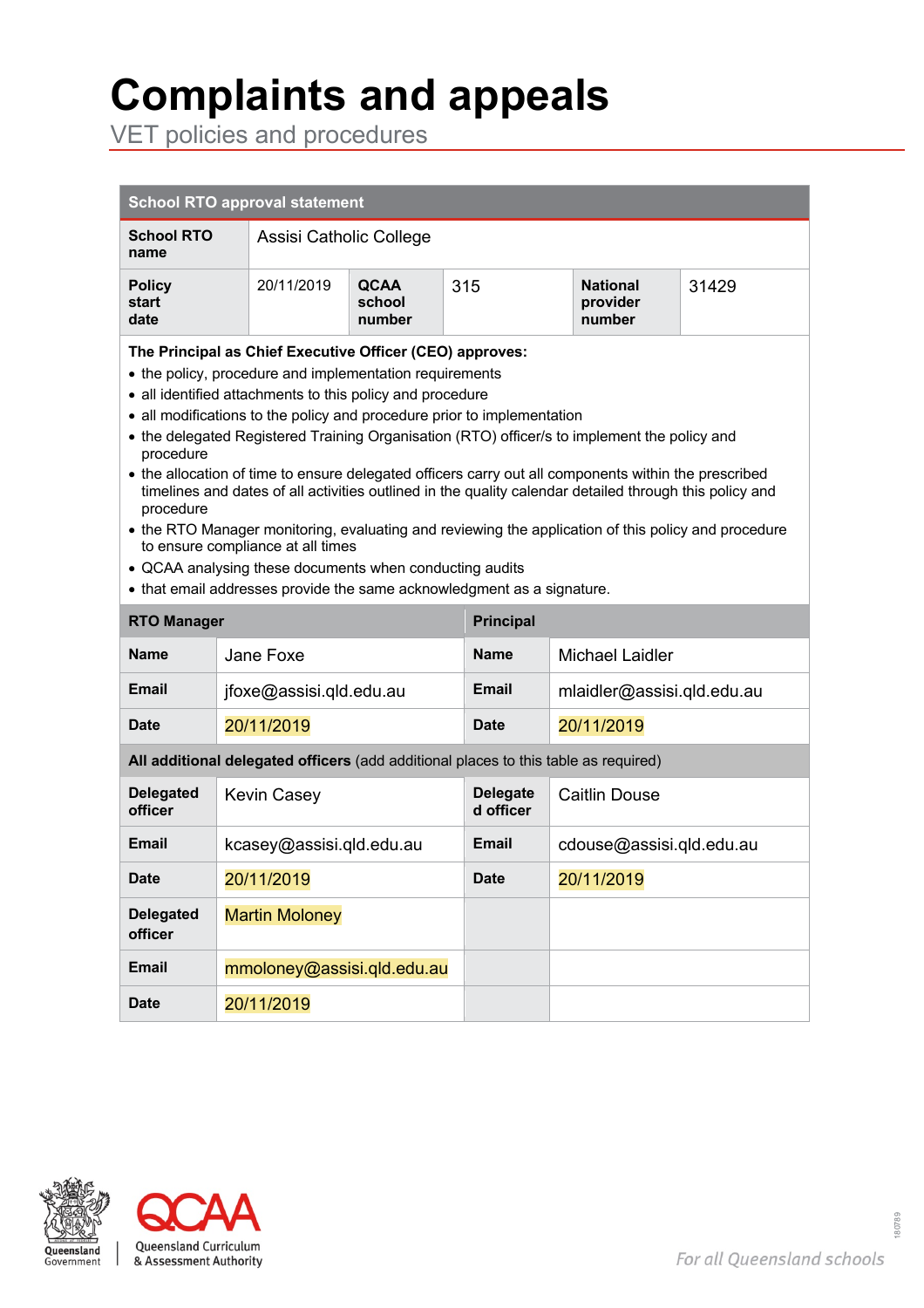# Complaints and appeals

## VET policies and procedures

| School RTO approval statement | | | | | |
|---|---|---|---|---|---|
| **School RTO name** | Assisi Catholic College | | | | |
| **Policy start date** | 20/11/2019 | **QCAA school number** | 315 | **National provider number** | 31429 |

**The Principal as Chief Executive Officer (CEO) approves:**

- the policy, procedure and implementation requirements
- all identified attachments to this policy and procedure
- all modifications to the policy and procedure prior to implementation
- the delegated Registered Training Organisation (RTO) officer/s to implement the policy and procedure
- the allocation of time to ensure delegated officers carry out all components within the prescribed timelines and dates of all activities outlined in the quality calendar detailed through this policy and procedure
- the RTO Manager monitoring, evaluating and reviewing the application of this policy and procedure to ensure compliance at all times
- QCAA analysing these documents when conducting audits
- that email addresses provide the same acknowledgment as a signature.

| **RTO Manager** | | **Principal** | |
|---|---|---|---|
| **Name** | Jane Foxe | **Name** | Michael Laidler |
| **Email** | jfoxe@assisi.qld.edu.au | **Email** | mlaidler@assisi.qld.edu.au |
| **Date** | 20/11/2019 | **Date** | 20/11/2019 |
| **All additional delegated officers** (add additional places to this table as required) | | | |
| **Delegated officer** | Kevin Casey | **Delegated officer** | Caitlin Douse |
| **Email** | kcasey@assisi.qld.edu.au | **Email** | cdouse@assisi.qld.edu.au |
| **Date** | 20/11/2019 | **Date** | 20/11/2019 |
| **Delegated officer** | Martin Moloney | | |
| **Email** | mmoloney@assisi.qld.edu.au | | |
| **Date** | 20/11/2019 | | |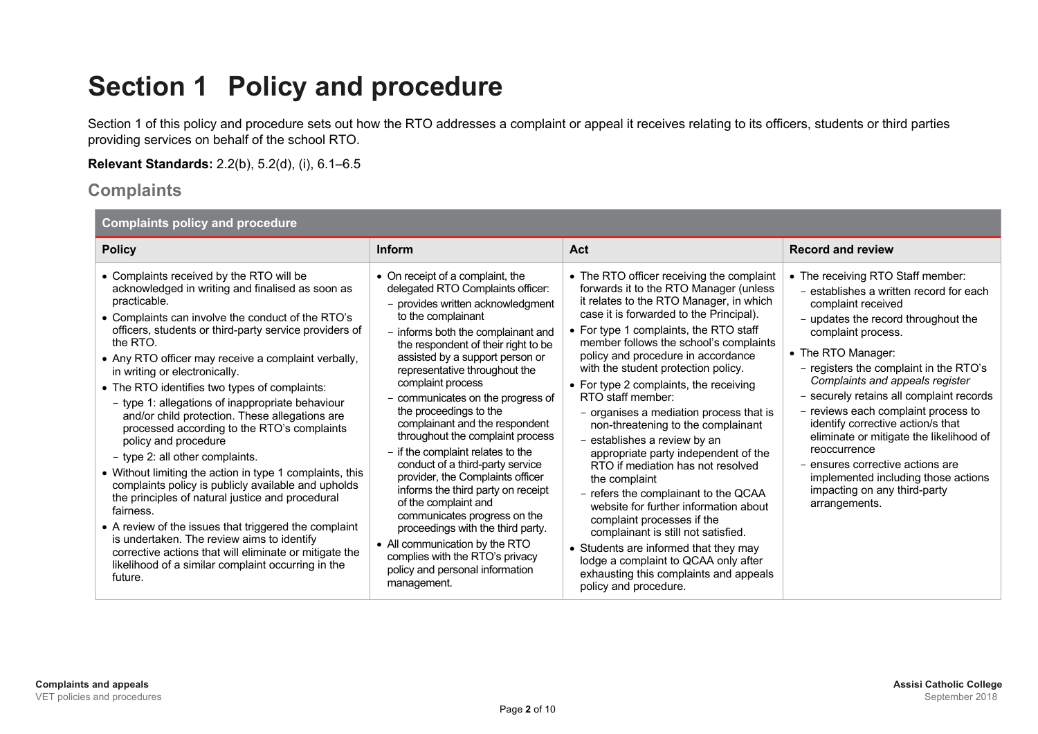# Section 1 Policy and procedure

Section 1 of this policy and procedure sets out how the RTO addresses a complaint or appeal it receives relating to its officers, students or third parties providing services on behalf of the school RTO.

**Relevant Standards:** 2.2(b), 5.2(d), (i), 6.1–6.5

## Complaints

| Complaints policy and procedure | | | |
|---|---|---|---|
| **Policy** | **Inform** | **Act** | **Record and review** |
| • Complaints received by the RTO will be acknowledged in writing and finalised as soon as practicable.<br>• Complaints can involve the conduct of the RTO's officers, students or third-party service providers of the RTO.<br>• Any RTO officer may receive a complaint verbally, in writing or electronically.<br>• The RTO identifies two types of complaints:<br>  − type 1: allegations of inappropriate behaviour and/or child protection. These allegations are processed according to the RTO's complaints policy and procedure<br>  − type 2: all other complaints.<br>• Without limiting the action in type 1 complaints, this complaints policy is publicly available and upholds the principles of natural justice and procedural fairness.<br>• A review of the issues that triggered the complaint is undertaken. The review aims to identify corrective actions that will eliminate or mitigate the likelihood of a similar complaint occurring in the future. | • On receipt of a complaint, the delegated RTO Complaints officer:<br>  − provides written acknowledgment to the complainant<br>  − informs both the complainant and the respondent of their right to be assisted by a support person or representative throughout the complaint process<br>  − communicates on the progress of the proceedings to the complainant and the respondent throughout the complaint process<br>  − if the complaint relates to the conduct of a third-party service provider, the Complaints officer informs the third party on receipt of the complaint and communicates progress on the proceedings with the third party.<br>• All communication by the RTO complies with the RTO's privacy policy and personal information management. | • The RTO officer receiving the complaint forwards it to the RTO Manager (unless it relates to the RTO Manager, in which case it is forwarded to the Principal).<br>• For type 1 complaints, the RTO staff member follows the school's complaints policy and procedure in accordance with the student protection policy.<br>• For type 2 complaints, the receiving RTO staff member:<br>  − organises a mediation process that is non-threatening to the complainant<br>  − establishes a review by an appropriate party independent of the RTO if mediation has not resolved the complaint<br>  − refers the complainant to the QCAA website for further information about complaint processes if the complainant is still not satisfied.<br>• Students are informed that they may lodge a complaint to QCAA only after exhausting this complaints and appeals policy and procedure. | • The receiving RTO Staff member:<br>  − establishes a written record for each complaint received<br>  − updates the record throughout the complaint process.<br>• The RTO Manager:<br>  − registers the complaint in the RTO's *Complaints and appeals register*<br>  − securely retains all complaint records<br>  − reviews each complaint process to identify corrective action/s that eliminate or mitigate the likelihood of reoccurrence<br>  − ensures corrective actions are implemented including those actions impacting on any third-party arrangements. |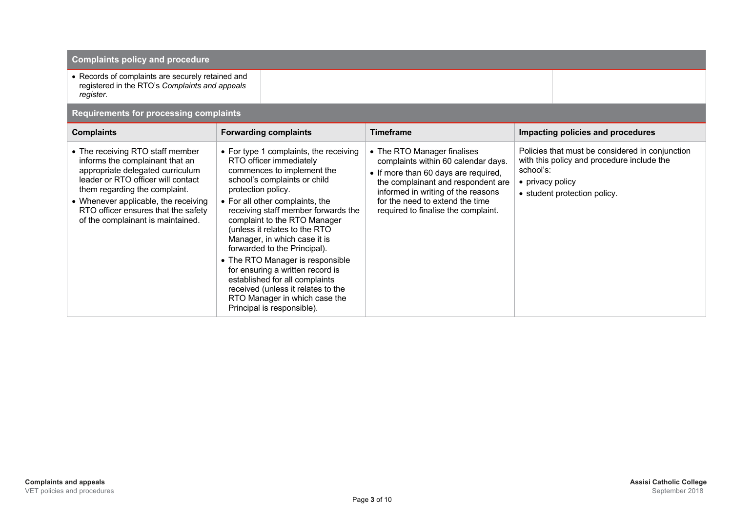## Complaints policy and procedure

| | | | |
|---|---|---|---|
| • Records of complaints are securely retained and registered in the RTO's *Complaints and appeals register*. | | | |

## Requirements for processing complaints

| Complaints | Forwarding complaints | Timeframe | Impacting policies and procedures |
|---|---|---|---|
| • The receiving RTO staff member informs the complainant that an appropriate delegated curriculum leader or RTO officer will contact them regarding the complaint.<br>• Whenever applicable, the receiving RTO officer ensures that the safety of the complainant is maintained. | • For type 1 complaints, the receiving RTO officer immediately commences to implement the school's complaints or child protection policy.<br>• For all other complaints, the receiving staff member forwards the complaint to the RTO Manager (unless it relates to the RTO Manager, in which case it is forwarded to the Principal).<br>• The RTO Manager is responsible for ensuring a written record is established for all complaints received (unless it relates to the RTO Manager in which case the Principal is responsible). | • The RTO Manager finalises complaints within 60 calendar days.<br>• If more than 60 days are required, the complainant and respondent are informed in writing of the reasons for the need to extend the time required to finalise the complaint. | Policies that must be considered in conjunction with this policy and procedure include the school's:<br>• privacy policy<br>• student protection policy. |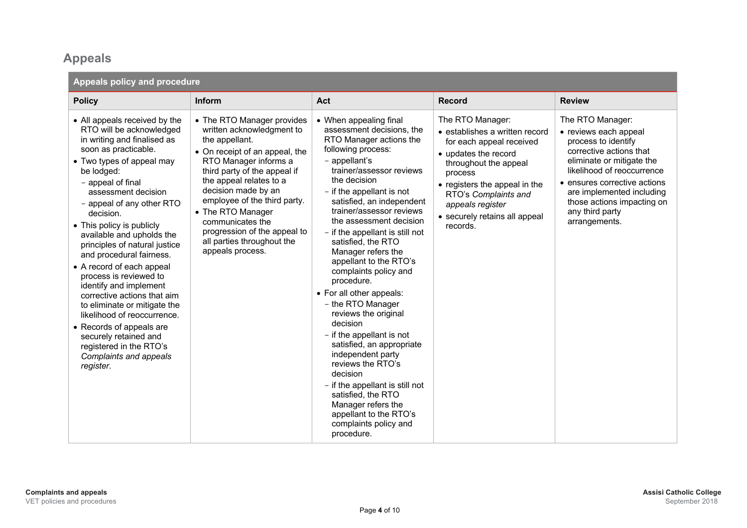## Appeals

| Appeals policy and procedure | | | | |
|---|---|---|---|---|
| **Policy** | **Inform** | **Act** | **Record** | **Review** |
| • All appeals received by the RTO will be acknowledged in writing and finalised as soon as practicable.<br>• Two types of appeal may be lodged:<br>  − appeal of final assessment decision<br>  − appeal of any other RTO decision.<br>• This policy is publicly available and upholds the principles of natural justice and procedural fairness.<br>• A record of each appeal process is reviewed to identify and implement corrective actions that aim to eliminate or mitigate the likelihood of reoccurrence.<br>• Records of appeals are securely retained and registered in the RTO's *Complaints and appeals register*. | • The RTO Manager provides written acknowledgment to the appellant.<br>• On receipt of an appeal, the RTO Manager informs a third party of the appeal if the appeal relates to a decision made by an employee of the third party.<br>• The RTO Manager communicates the progression of the appeal to all parties throughout the appeals process. | • When appealing final assessment decisions, the RTO Manager actions the following process:<br>  − appellant's trainer/assessor reviews the decision<br>  − if the appellant is not satisfied, an independent trainer/assessor reviews the assessment decision<br>  − if the appellant is still not satisfied, the RTO Manager refers the appellant to the RTO's complaints policy and procedure.<br>• For all other appeals:<br>  − the RTO Manager reviews the original decision<br>  − if the appellant is not satisfied, an appropriate independent party reviews the RTO's decision<br>  − if the appellant is still not satisfied, the RTO Manager refers the appellant to the RTO's complaints policy and procedure. | The RTO Manager:<br>• establishes a written record for each appeal received<br>• updates the record throughout the appeal process<br>• registers the appeal in the RTO's *Complaints and appeals register*<br>• securely retains all appeal records. | The RTO Manager:<br>• reviews each appeal process to identify corrective actions that eliminate or mitigate the likelihood of reoccurrence<br>• ensures corrective actions are implemented including those actions impacting on any third party arrangements. |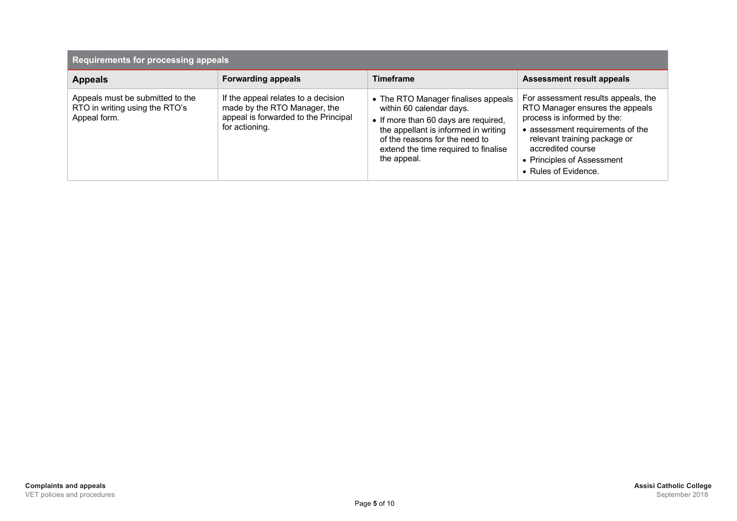| Requirements for processing appeals | | | |
|---|---|---|---|
| **Appeals** | **Forwarding appeals** | **Timeframe** | **Assessment result appeals** |
| Appeals must be submitted to the RTO in writing using the RTO's Appeal form. | If the appeal relates to a decision made by the RTO Manager, the appeal is forwarded to the Principal for actioning. | • The RTO Manager finalises appeals within 60 calendar days.<br>• If more than 60 days are required, the appellant is informed in writing of the reasons for the need to extend the time required to finalise the appeal. | For assessment results appeals, the RTO Manager ensures the appeals process is informed by the:<br>• assessment requirements of the relevant training package or accredited course<br>• Principles of Assessment<br>• Rules of Evidence. |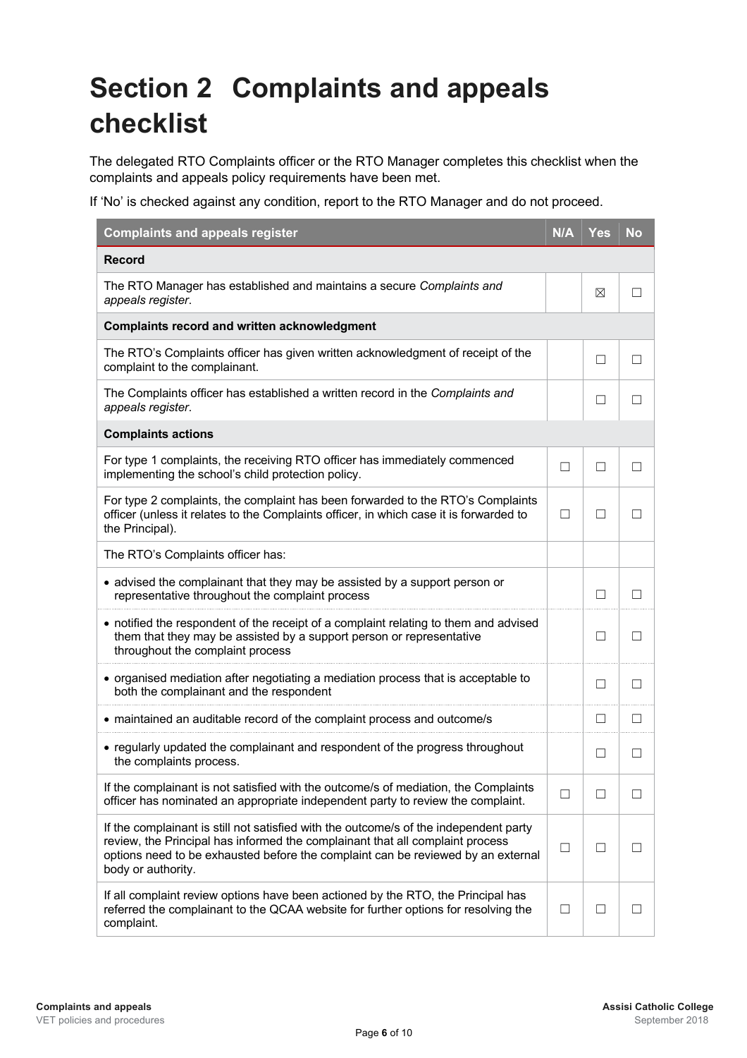# Section 2 Complaints and appeals checklist

The delegated RTO Complaints officer or the RTO Manager completes this checklist when the complaints and appeals policy requirements have been met.

If 'No' is checked against any condition, report to the RTO Manager and do not proceed.

| Complaints and appeals register | N/A | Yes | No |
|---|---|---|---|
| **Record** | | | |
| The RTO Manager has established and maintains a secure *Complaints and appeals register*. | | ☒ | ☐ |
| **Complaints record and written acknowledgment** | | | |
| The RTO's Complaints officer has given written acknowledgment of receipt of the complaint to the complainant. | | ☐ | ☐ |
| The Complaints officer has established a written record in the *Complaints and appeals register*. | | ☐ | ☐ |
| **Complaints actions** | | | |
| For type 1 complaints, the receiving RTO officer has immediately commenced implementing the school's child protection policy. | ☐ | ☐ | ☐ |
| For type 2 complaints, the complaint has been forwarded to the RTO's Complaints officer (unless it relates to the Complaints officer, in which case it is forwarded to the Principal). | ☐ | ☐ | ☐ |
| The RTO's Complaints officer has: | | | |
| • advised the complainant that they may be assisted by a support person or representative throughout the complaint process | | ☐ | ☐ |
| • notified the respondent of the receipt of a complaint relating to them and advised them that they may be assisted by a support person or representative throughout the complaint process | | ☐ | ☐ |
| • organised mediation after negotiating a mediation process that is acceptable to both the complainant and the respondent | | ☐ | ☐ |
| • maintained an auditable record of the complaint process and outcome/s | | ☐ | ☐ |
| • regularly updated the complainant and respondent of the progress throughout the complaints process. | | ☐ | ☐ |
| If the complainant is not satisfied with the outcome/s of mediation, the Complaints officer has nominated an appropriate independent party to review the complaint. | ☐ | ☐ | ☐ |
| If the complainant is still not satisfied with the outcome/s of the independent party review, the Principal has informed the complainant that all complaint process options need to be exhausted before the complaint can be reviewed by an external body or authority. | ☐ | ☐ | ☐ |
| If all complaint review options have been actioned by the RTO, the Principal has referred the complainant to the QCAA website for further options for resolving the complaint. | ☐ | ☐ | ☐ |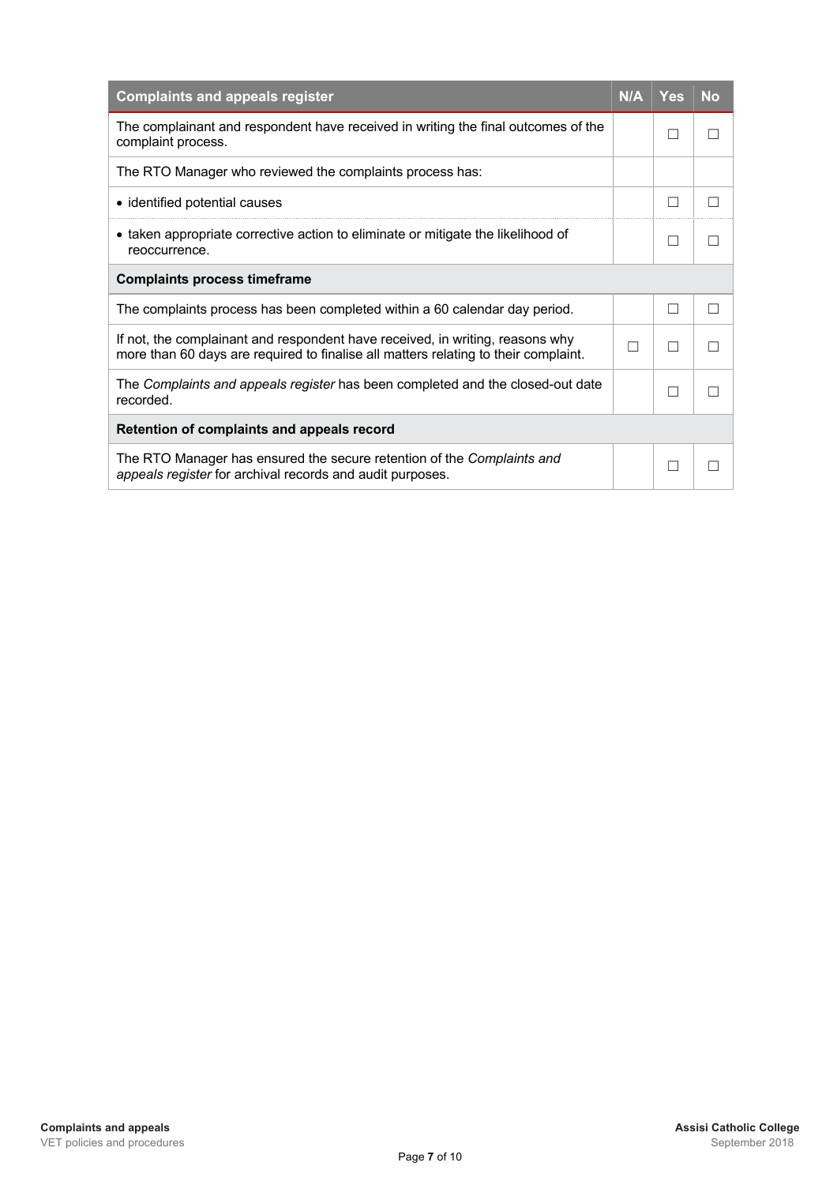| Complaints and appeals register | N/A | Yes | No |
|---|---|---|---|
| The complainant and respondent have received in writing the final outcomes of the complaint process. | | ☐ | ☐ |
| The RTO Manager who reviewed the complaints process has: | | | |
| • identified potential causes | | ☐ | ☐ |
| • taken appropriate corrective action to eliminate or mitigate the likelihood of reoccurrence. | | ☐ | ☐ |
| **Complaints process timeframe** | | | |
| The complaints process has been completed within a 60 calendar day period. | | ☐ | ☐ |
| If not, the complainant and respondent have received, in writing, reasons why more than 60 days are required to finalise all matters relating to their complaint. | ☐ | ☐ | ☐ |
| The *Complaints and appeals register* has been completed and the closed-out date recorded. | | ☐ | ☐ |
| **Retention of complaints and appeals record** | | | |
| The RTO Manager has ensured the secure retention of the *Complaints and appeals register* for archival records and audit purposes. | | ☐ | ☐ |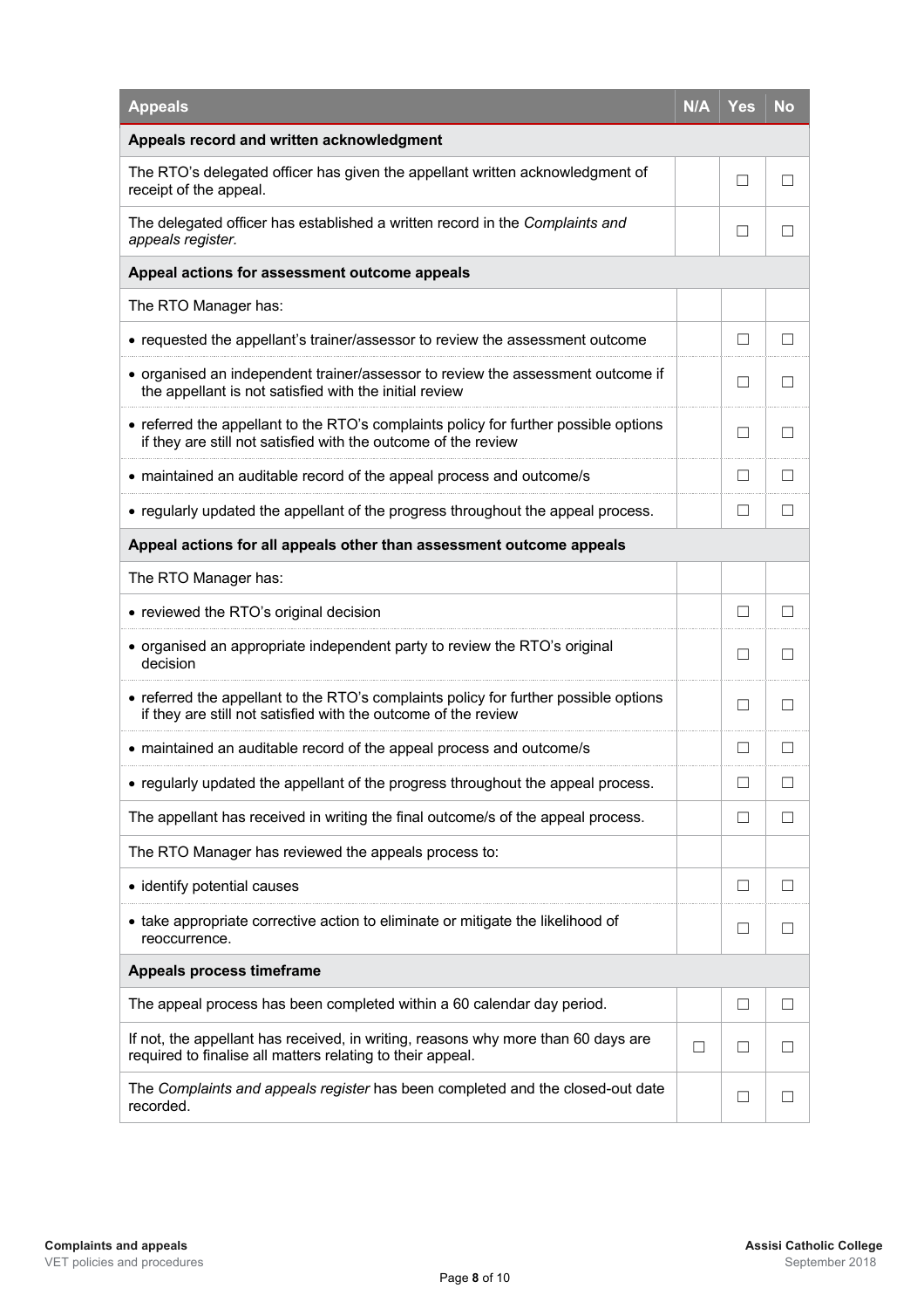| Appeals | N/A | Yes | No |
|---|---|---|---|
| **Appeals record and written acknowledgment** | | | |
| The RTO's delegated officer has given the appellant written acknowledgment of receipt of the appeal. | | ☐ | ☐ |
| The delegated officer has established a written record in the *Complaints and appeals register.* | | ☐ | ☐ |
| **Appeal actions for assessment outcome appeals** | | | |
| The RTO Manager has: | | | |
| • requested the appellant's trainer/assessor to review the assessment outcome | | ☐ | ☐ |
| • organised an independent trainer/assessor to review the assessment outcome if the appellant is not satisfied with the initial review | | ☐ | ☐ |
| • referred the appellant to the RTO's complaints policy for further possible options if they are still not satisfied with the outcome of the review | | ☐ | ☐ |
| • maintained an auditable record of the appeal process and outcome/s | | ☐ | ☐ |
| • regularly updated the appellant of the progress throughout the appeal process. | | ☐ | ☐ |
| **Appeal actions for all appeals other than assessment outcome appeals** | | | |
| The RTO Manager has: | | | |
| • reviewed the RTO's original decision | | ☐ | ☐ |
| • organised an appropriate independent party to review the RTO's original decision | | ☐ | ☐ |
| • referred the appellant to the RTO's complaints policy for further possible options if they are still not satisfied with the outcome of the review | | ☐ | ☐ |
| • maintained an auditable record of the appeal process and outcome/s | | ☐ | ☐ |
| • regularly updated the appellant of the progress throughout the appeal process. | | ☐ | ☐ |
| The appellant has received in writing the final outcome/s of the appeal process. | | ☐ | ☐ |
| The RTO Manager has reviewed the appeals process to: | | | |
| • identify potential causes | | ☐ | ☐ |
| • take appropriate corrective action to eliminate or mitigate the likelihood of reoccurrence. | | ☐ | ☐ |
| **Appeals process timeframe** | | | |
| The appeal process has been completed within a 60 calendar day period. | | ☐ | ☐ |
| If not, the appellant has received, in writing, reasons why more than 60 days are required to finalise all matters relating to their appeal. | ☐ | ☐ | ☐ |
| The *Complaints and appeals register* has been completed and the closed-out date recorded. | | ☐ | ☐ |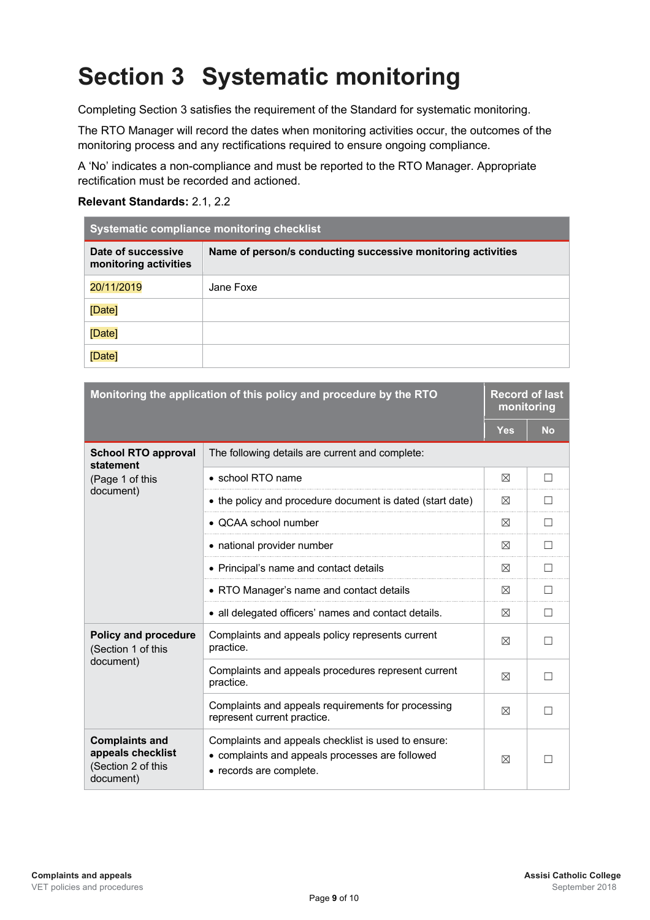# Section 3 Systematic monitoring

Completing Section 3 satisfies the requirement of the Standard for systematic monitoring.

The RTO Manager will record the dates when monitoring activities occur, the outcomes of the monitoring process and any rectifications required to ensure ongoing compliance.

A 'No' indicates a non-compliance and must be reported to the RTO Manager. Appropriate rectification must be recorded and actioned.

**Relevant Standards:** 2.1, 2.2

| Systematic compliance monitoring checklist | |
|---|---|
| **Date of successive monitoring activities** | **Name of person/s conducting successive monitoring activities** |
| 20/11/2019 | Jane Foxe |
| [Date] | |
| [Date] | |
| [Date] | |

| Monitoring the application of this policy and procedure by the RTO | | Record of last monitoring | |
|---|---|---|---|
| | | **Yes** | **No** |
| **School RTO approval statement** (Page 1 of this document) | The following details are current and complete: | | |
| | • school RTO name | ☒ | ☐ |
| | • the policy and procedure document is dated (start date) | ☒ | ☐ |
| | • QCAA school number | ☒ | ☐ |
| | • national provider number | ☒ | ☐ |
| | • Principal's name and contact details | ☒ | ☐ |
| | • RTO Manager's name and contact details | ☒ | ☐ |
| | • all delegated officers' names and contact details. | ☒ | ☐ |
| **Policy and procedure** (Section 1 of this document) | Complaints and appeals policy represents current practice. | ☒ | ☐ |
| | Complaints and appeals procedures represent current practice. | ☒ | ☐ |
| | Complaints and appeals requirements for processing represent current practice. | ☒ | ☐ |
| **Complaints and appeals checklist** (Section 2 of this document) | Complaints and appeals checklist is used to ensure:<br>• complaints and appeals processes are followed<br>• records are complete. | ☒ | ☐ |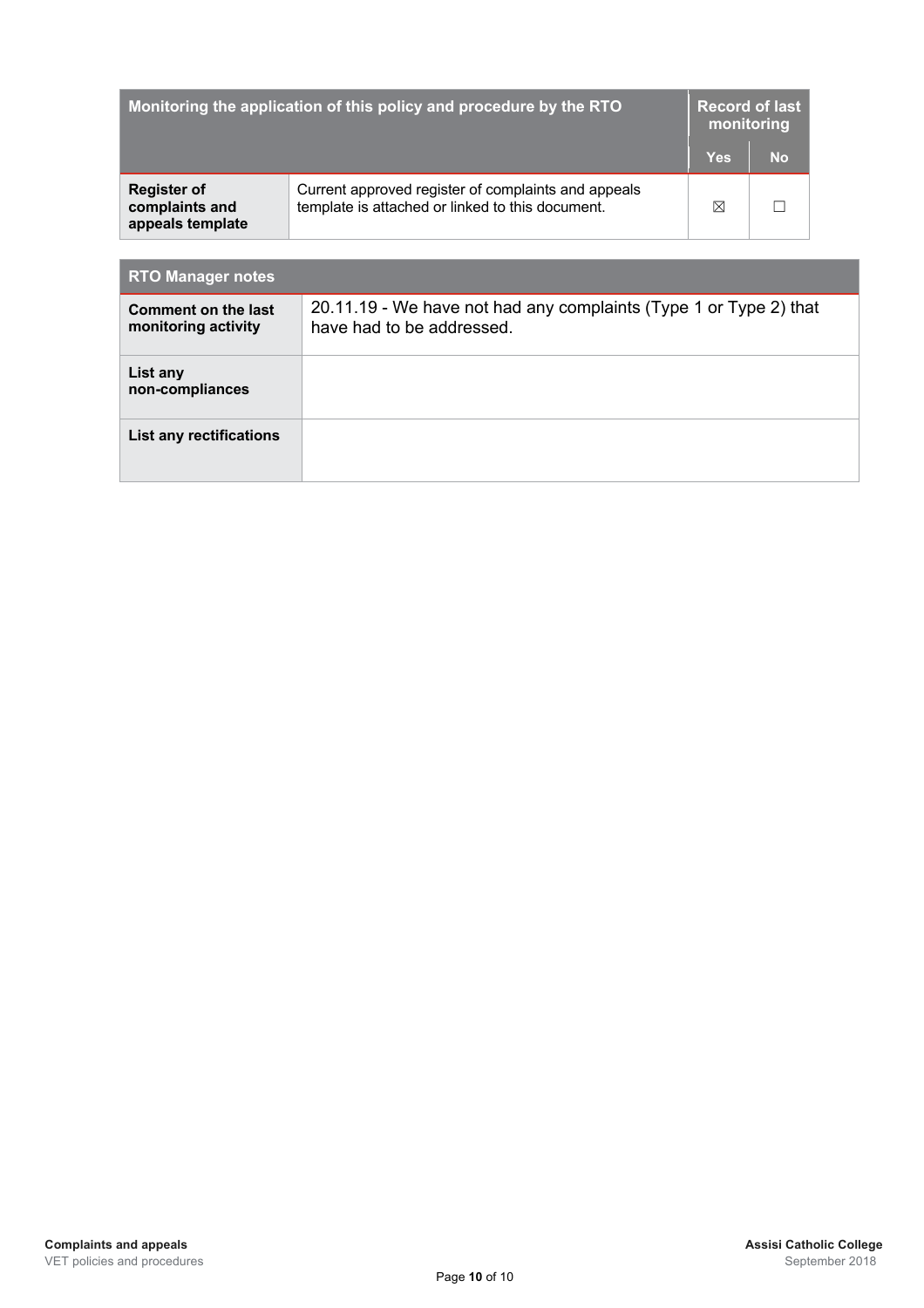| Monitoring the application of this policy and procedure by the RTO | | Record of last monitoring | |
|---|---|---|---|
| | | Yes | No |
| **Register of complaints and appeals template** | Current approved register of complaints and appeals template is attached or linked to this document. | ☒ | ☐ |

| RTO Manager notes | |
|---|---|
| **Comment on the last monitoring activity** | 20.11.19 - We have not had any complaints (Type 1 or Type 2) that have had to be addressed. |
| **List any non-compliances** | |
| **List any rectifications** | |